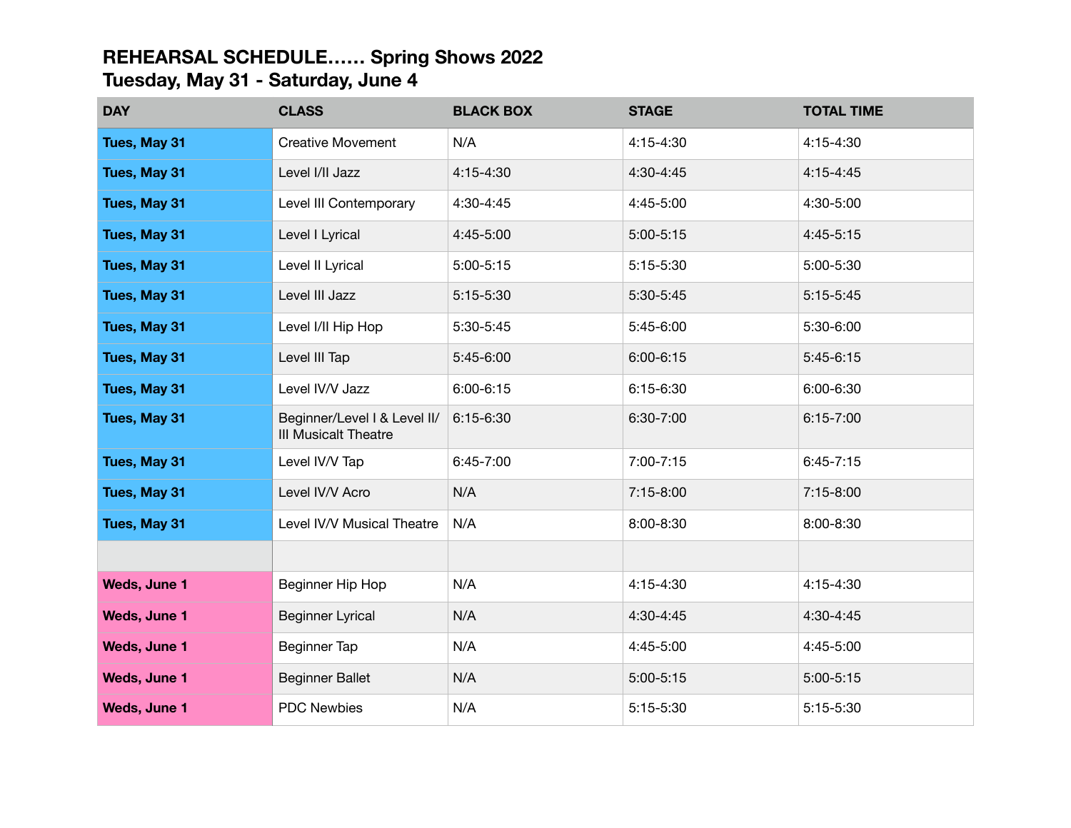# REHEARSAL SCHEDULE…… Spring Shows 2022
## Tuesday, May 31 - Saturday, June 4

| DAY | CLASS | BLACK BOX | STAGE | TOTAL TIME |
|---|---|---|---|---|
| **Tues, May 31** | Creative Movement | N/A | 4:15-4:30 | 4:15-4:30 |
| **Tues, May 31** | Level I/II Jazz | 4:15-4:30 | 4:30-4:45 | 4:15-4:45 |
| **Tues, May 31** | Level III Contemporary | 4:30-4:45 | 4:45-5:00 | 4:30-5:00 |
| **Tues, May 31** | Level I Lyrical | 4:45-5:00 | 5:00-5:15 | 4:45-5:15 |
| **Tues, May 31** | Level II Lyrical | 5:00-5:15 | 5:15-5:30 | 5:00-5:30 |
| **Tues, May 31** | Level III Jazz | 5:15-5:30 | 5:30-5:45 | 5:15-5:45 |
| **Tues, May 31** | Level I/II Hip Hop | 5:30-5:45 | 5:45-6:00 | 5:30-6:00 |
| **Tues, May 31** | Level III Tap | 5:45-6:00 | 6:00-6:15 | 5:45-6:15 |
| **Tues, May 31** | Level IV/V Jazz | 6:00-6:15 | 6:15-6:30 | 6:00-6:30 |
| **Tues, May 31** | Beginner/Level I & Level II/ III Musicalt Theatre | 6:15-6:30 | 6:30-7:00 | 6:15-7:00 |
| **Tues, May 31** | Level IV/V Tap | 6:45-7:00 | 7:00-7:15 | 6:45-7:15 |
| **Tues, May 31** | Level IV/V Acro | N/A | 7:15-8:00 | 7:15-8:00 |
| **Tues, May 31** | Level IV/V Musical Theatre | N/A | 8:00-8:30 | 8:00-8:30 |
| | | | | |
| **Weds, June 1** | Beginner Hip Hop | N/A | 4:15-4:30 | 4:15-4:30 |
| **Weds, June 1** | Beginner Lyrical | N/A | 4:30-4:45 | 4:30-4:45 |
| **Weds, June 1** | Beginner Tap | N/A | 4:45-5:00 | 4:45-5:00 |
| **Weds, June 1** | Beginner Ballet | N/A | 5:00-5:15 | 5:00-5:15 |
| **Weds, June 1** | PDC Newbies | N/A | 5:15-5:30 | 5:15-5:30 |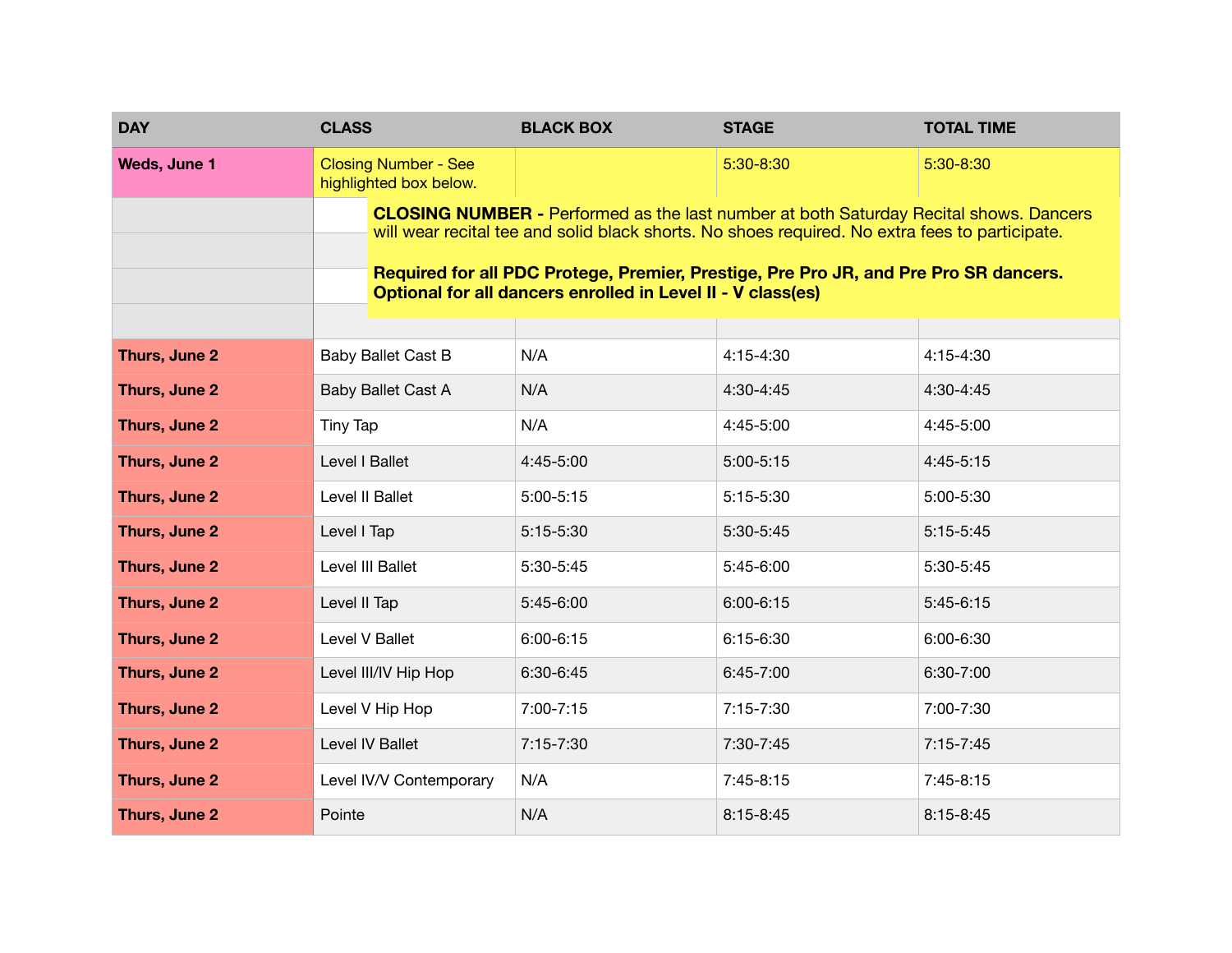| DAY | CLASS | BLACK BOX | STAGE | TOTAL TIME |
|---|---|---|---|---|
| **Weds, June 1** | Closing Number - See highlighted box below. | | 5:30-8:30 | 5:30-8:30 |
| **Thurs, June 2** | Baby Ballet Cast B | N/A | 4:15-4:30 | 4:15-4:30 |
| **Thurs, June 2** | Baby Ballet Cast A | N/A | 4:30-4:45 | 4:30-4:45 |
| **Thurs, June 2** | Tiny Tap | N/A | 4:45-5:00 | 4:45-5:00 |
| **Thurs, June 2** | Level I Ballet | 4:45-5:00 | 5:00-5:15 | 4:45-5:15 |
| **Thurs, June 2** | Level II Ballet | 5:00-5:15 | 5:15-5:30 | 5:00-5:30 |
| **Thurs, June 2** | Level I Tap | 5:15-5:30 | 5:30-5:45 | 5:15-5:45 |
| **Thurs, June 2** | Level III Ballet | 5:30-5:45 | 5:45-6:00 | 5:30-5:45 |
| **Thurs, June 2** | Level II Tap | 5:45-6:00 | 6:00-6:15 | 5:45-6:15 |
| **Thurs, June 2** | Level V Ballet | 6:00-6:15 | 6:15-6:30 | 6:00-6:30 |
| **Thurs, June 2** | Level III/IV Hip Hop | 6:30-6:45 | 6:45-7:00 | 6:30-7:00 |
| **Thurs, June 2** | Level V Hip Hop | 7:00-7:15 | 7:15-7:30 | 7:00-7:30 |
| **Thurs, June 2** | Level IV Ballet | 7:15-7:30 | 7:30-7:45 | 7:15-7:45 |
| **Thurs, June 2** | Level IV/V Contemporary | N/A | 7:45-8:15 | 7:45-8:15 |
| **Thurs, June 2** | Pointe | N/A | 8:15-8:45 | 8:15-8:45 |

**CLOSING NUMBER -** Performed as the last number at both Saturday Recital shows. Dancers will wear recital tee and solid black shorts. No shoes required. No extra fees to participate.

**Required for all PDC Protege, Premier, Prestige, Pre Pro JR, and Pre Pro SR dancers. Optional for all dancers enrolled in Level II - V class(es)**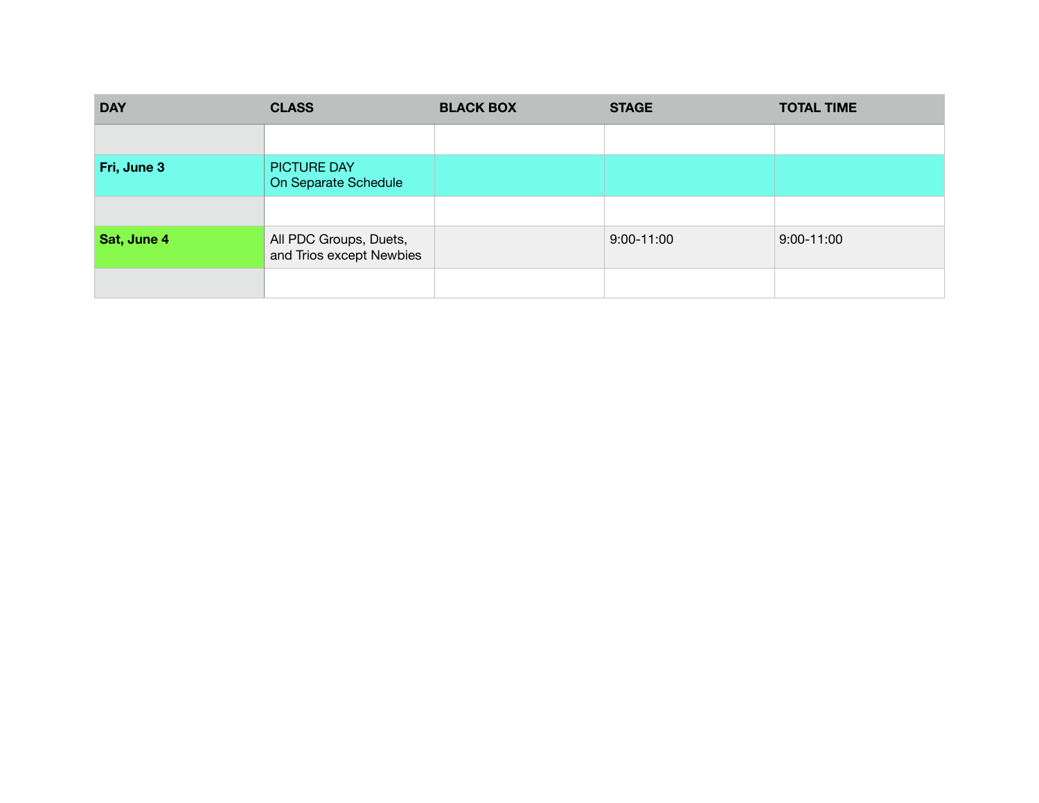| DAY | CLASS | BLACK BOX | STAGE | TOTAL TIME |
|---|---|---|---|---|
| | | | | |
| **Fri, June 3** | PICTURE DAY<br>On Separate Schedule | | | |
| | | | | |
| **Sat, June 4** | All PDC Groups, Duets, and Trios except Newbies | | 9:00-11:00 | 9:00-11:00 |
| | | | | |